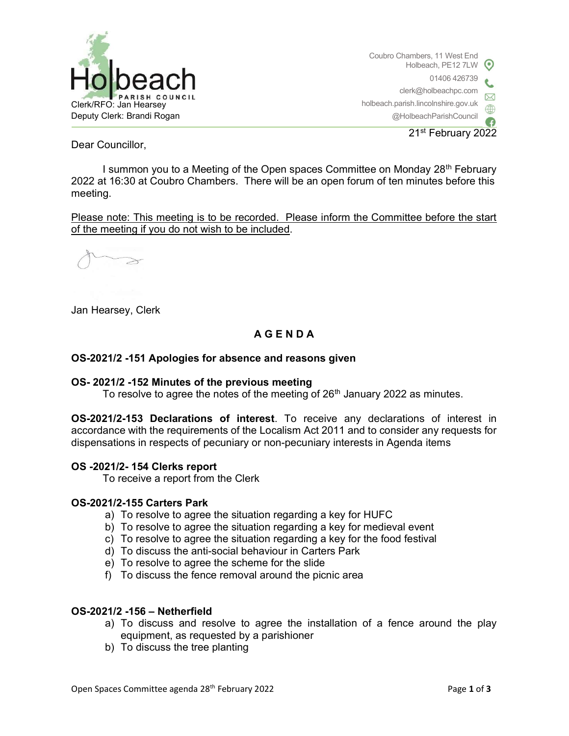# Holbeach PARISH COUNCIL

Clerk/RFO: Jan Hearsey
Deputy Clerk: Brandi Rogan

Coubro Chambers, 11 West End
Holbeach, PE12 7LW
01406 426739
clerk@holbeachpc.com
holbeach.parish.lincolnshire.gov.uk
@HolbeachParishCouncil

21st February 2022

Dear Councillor,

I summon you to a Meeting of the Open spaces Committee on Monday 28th February 2022 at 16:30 at Coubro Chambers. There will be an open forum of ten minutes before this meeting.

Please note: This meeting is to be recorded. Please inform the Committee before the start of the meeting if you do not wish to be included.

Jan Hearsey, Clerk

## A G E N D A

**OS-2021/2 -151 Apologies for absence and reasons given**

**OS- 2021/2 -152 Minutes of the previous meeting**

To resolve to agree the notes of the meeting of 26th January 2022 as minutes.

**OS-2021/2-153 Declarations of interest**. To receive any declarations of interest in accordance with the requirements of the Localism Act 2011 and to consider any requests for dispensations in respects of pecuniary or non-pecuniary interests in Agenda items

**OS -2021/2- 154 Clerks report**

To receive a report from the Clerk

**OS-2021/2-155 Carters Park**

a) To resolve to agree the situation regarding a key for HUFC
b) To resolve to agree the situation regarding a key for medieval event
c) To resolve to agree the situation regarding a key for the food festival
d) To discuss the anti-social behaviour in Carters Park
e) To resolve to agree the scheme for the slide
f) To discuss the fence removal around the picnic area

**OS-2021/2 -156 – Netherfield**

a) To discuss and resolve to agree the installation of a fence around the play equipment, as requested by a parishioner
b) To discuss the tree planting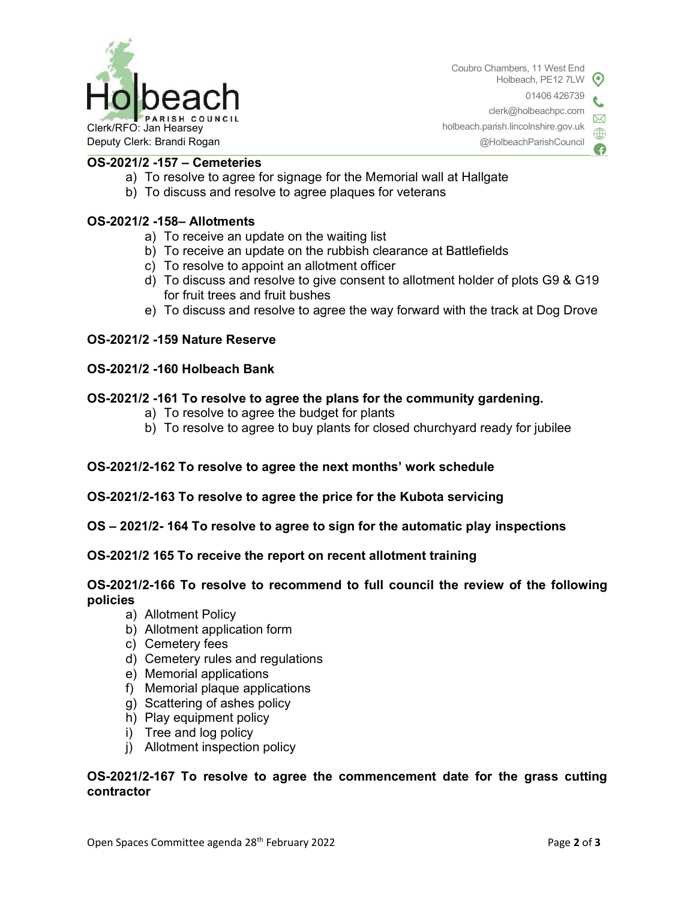**OS-2021/2 -157 – Cemeteries**

a) To resolve to agree for signage for the Memorial wall at Hallgate
b) To discuss and resolve to agree plaques for veterans

**OS-2021/2 -158– Allotments**

a) To receive an update on the waiting list
b) To receive an update on the rubbish clearance at Battlefields
c) To resolve to appoint an allotment officer
d) To discuss and resolve to give consent to allotment holder of plots G9 & G19 for fruit trees and fruit bushes
e) To discuss and resolve to agree the way forward with the track at Dog Drove

**OS-2021/2 -159 Nature Reserve**

**OS-2021/2 -160 Holbeach Bank**

**OS-2021/2 -161 To resolve to agree the plans for the community gardening.**

a) To resolve to agree the budget for plants
b) To resolve to agree to buy plants for closed churchyard ready for jubilee

**OS-2021/2-162 To resolve to agree the next months' work schedule**

**OS-2021/2-163 To resolve to agree the price for the Kubota servicing**

**OS – 2021/2- 164 To resolve to agree to sign for the automatic play inspections**

**OS-2021/2 165 To receive the report on recent allotment training**

**OS-2021/2-166 To resolve to recommend to full council the review of the following policies**

a) Allotment Policy
b) Allotment application form
c) Cemetery fees
d) Cemetery rules and regulations
e) Memorial applications
f) Memorial plaque applications
g) Scattering of ashes policy
h) Play equipment policy
i) Tree and log policy
j) Allotment inspection policy

**OS-2021/2-167 To resolve to agree the commencement date for the grass cutting contractor**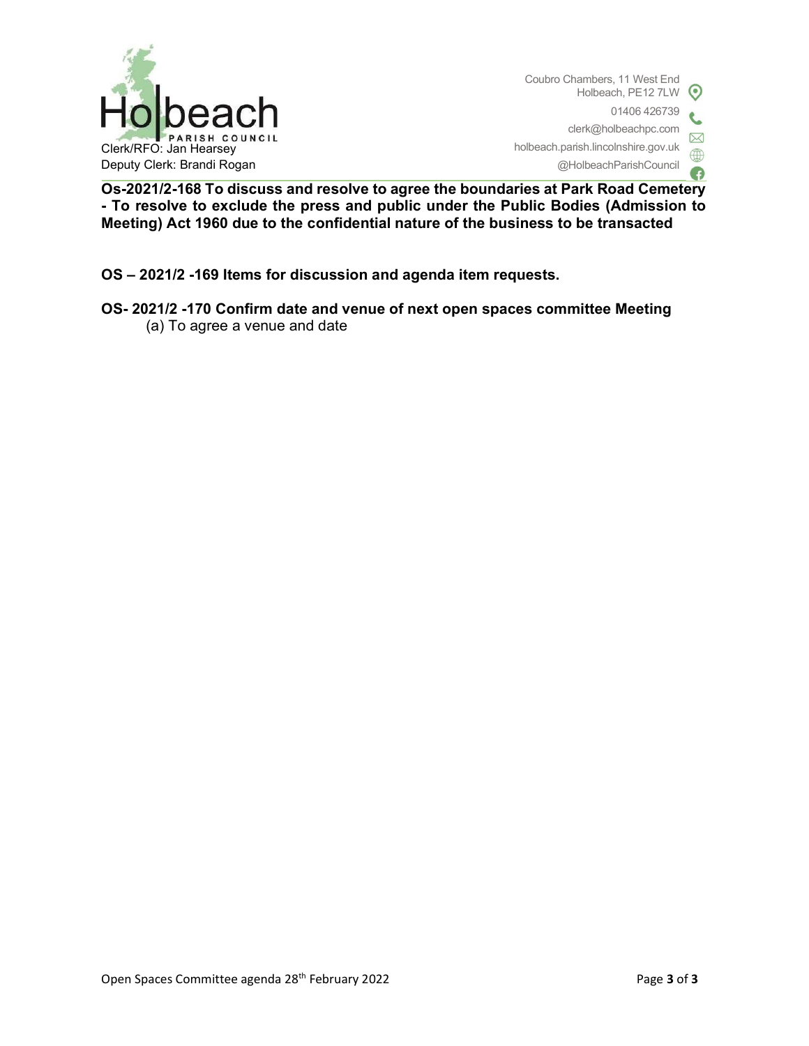**Os-2021/2-168 To discuss and resolve to agree the boundaries at Park Road Cemetery - To resolve to exclude the press and public under the Public Bodies (Admission to Meeting) Act 1960 due to the confidential nature of the business to be transacted**

**OS – 2021/2 -169 Items for discussion and agenda item requests.**

**OS- 2021/2 -170 Confirm date and venue of next open spaces committee Meeting**

(a) To agree a venue and date